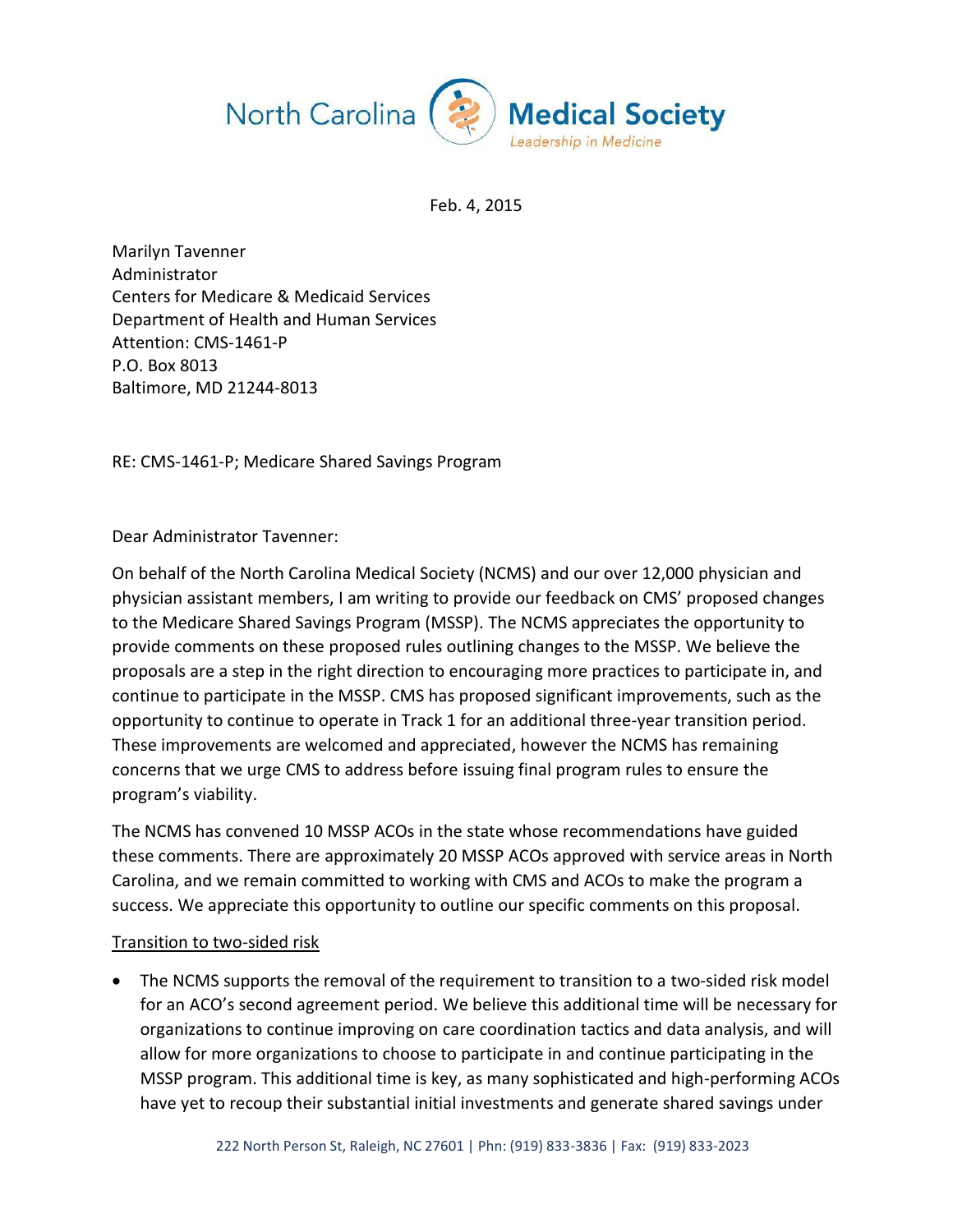North Carolina Medical Society
*Leadership in Medicine*

Feb. 4, 2015

Marilyn Tavenner
Administrator
Centers for Medicare & Medicaid Services
Department of Health and Human Services
Attention: CMS-1461-P
P.O. Box 8013
Baltimore, MD 21244-8013

RE: CMS-1461-P; Medicare Shared Savings Program

Dear Administrator Tavenner:

On behalf of the North Carolina Medical Society (NCMS) and our over 12,000 physician and physician assistant members, I am writing to provide our feedback on CMS' proposed changes to the Medicare Shared Savings Program (MSSP). The NCMS appreciates the opportunity to provide comments on these proposed rules outlining changes to the MSSP. We believe the proposals are a step in the right direction to encouraging more practices to participate in, and continue to participate in the MSSP. CMS has proposed significant improvements, such as the opportunity to continue to operate in Track 1 for an additional three-year transition period. These improvements are welcomed and appreciated, however the NCMS has remaining concerns that we urge CMS to address before issuing final program rules to ensure the program's viability.

The NCMS has convened 10 MSSP ACOs in the state whose recommendations have guided these comments. There are approximately 20 MSSP ACOs approved with service areas in North Carolina, and we remain committed to working with CMS and ACOs to make the program a success. We appreciate this opportunity to outline our specific comments on this proposal.

<u>Transition to two-sided risk</u>

- The NCMS supports the removal of the requirement to transition to a two-sided risk model for an ACO's second agreement period. We believe this additional time will be necessary for organizations to continue improving on care coordination tactics and data analysis, and will allow for more organizations to choose to participate in and continue participating in the MSSP program. This additional time is key, as many sophisticated and high-performing ACOs have yet to recoup their substantial initial investments and generate shared savings under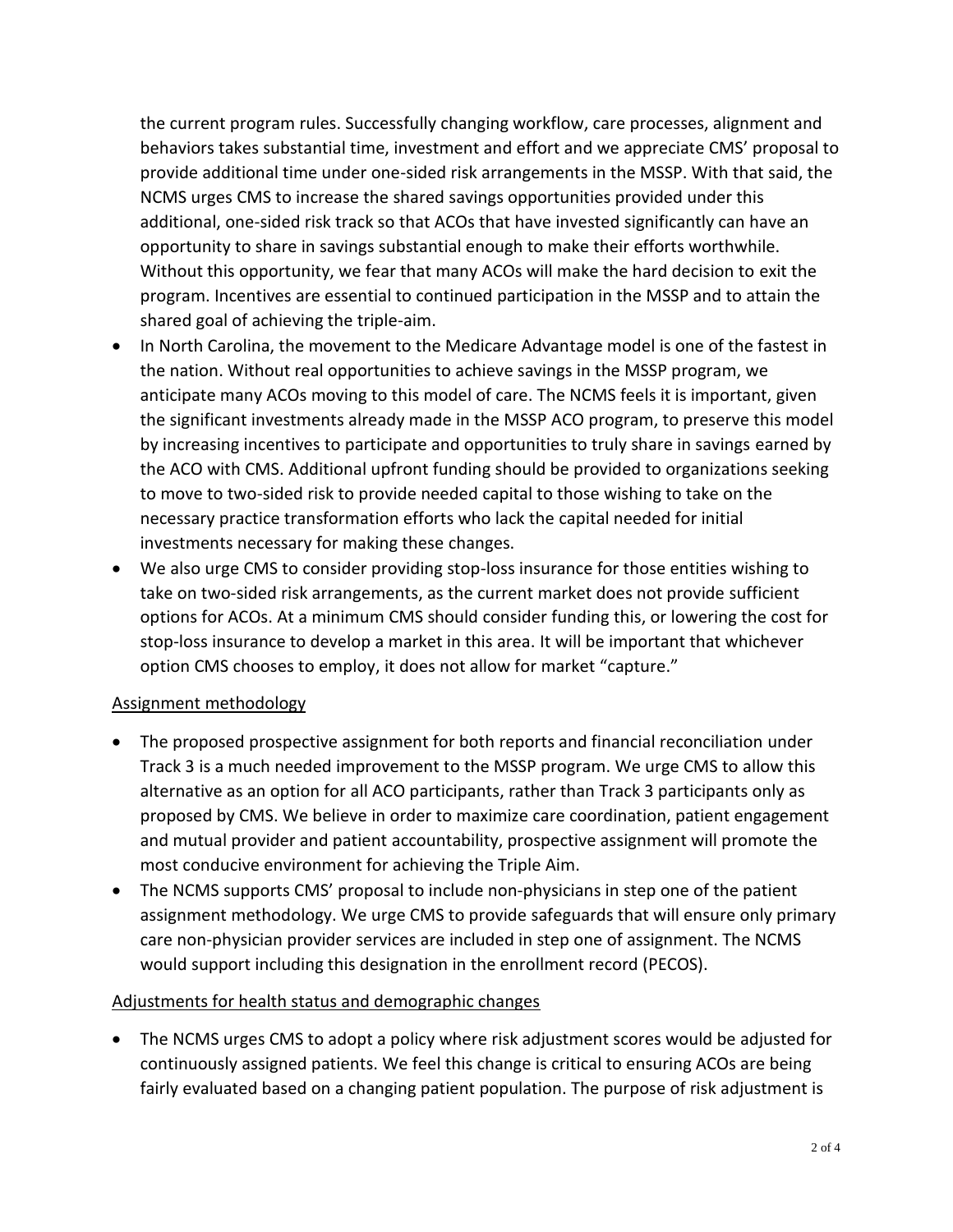the current program rules. Successfully changing workflow, care processes, alignment and behaviors takes substantial time, investment and effort and we appreciate CMS' proposal to provide additional time under one-sided risk arrangements in the MSSP. With that said, the NCMS urges CMS to increase the shared savings opportunities provided under this additional, one-sided risk track so that ACOs that have invested significantly can have an opportunity to share in savings substantial enough to make their efforts worthwhile. Without this opportunity, we fear that many ACOs will make the hard decision to exit the program. Incentives are essential to continued participation in the MSSP and to attain the shared goal of achieving the triple-aim.

- In North Carolina, the movement to the Medicare Advantage model is one of the fastest in the nation. Without real opportunities to achieve savings in the MSSP program, we anticipate many ACOs moving to this model of care. The NCMS feels it is important, given the significant investments already made in the MSSP ACO program, to preserve this model by increasing incentives to participate and opportunities to truly share in savings earned by the ACO with CMS. Additional upfront funding should be provided to organizations seeking to move to two-sided risk to provide needed capital to those wishing to take on the necessary practice transformation efforts who lack the capital needed for initial investments necessary for making these changes.
- We also urge CMS to consider providing stop-loss insurance for those entities wishing to take on two-sided risk arrangements, as the current market does not provide sufficient options for ACOs. At a minimum CMS should consider funding this, or lowering the cost for stop-loss insurance to develop a market in this area. It will be important that whichever option CMS chooses to employ, it does not allow for market "capture."

<u>Assignment methodology</u>

- The proposed prospective assignment for both reports and financial reconciliation under Track 3 is a much needed improvement to the MSSP program. We urge CMS to allow this alternative as an option for all ACO participants, rather than Track 3 participants only as proposed by CMS. We believe in order to maximize care coordination, patient engagement and mutual provider and patient accountability, prospective assignment will promote the most conducive environment for achieving the Triple Aim.
- The NCMS supports CMS' proposal to include non-physicians in step one of the patient assignment methodology. We urge CMS to provide safeguards that will ensure only primary care non-physician provider services are included in step one of assignment. The NCMS would support including this designation in the enrollment record (PECOS).

<u>Adjustments for health status and demographic changes</u>

- The NCMS urges CMS to adopt a policy where risk adjustment scores would be adjusted for continuously assigned patients. We feel this change is critical to ensuring ACOs are being fairly evaluated based on a changing patient population. The purpose of risk adjustment is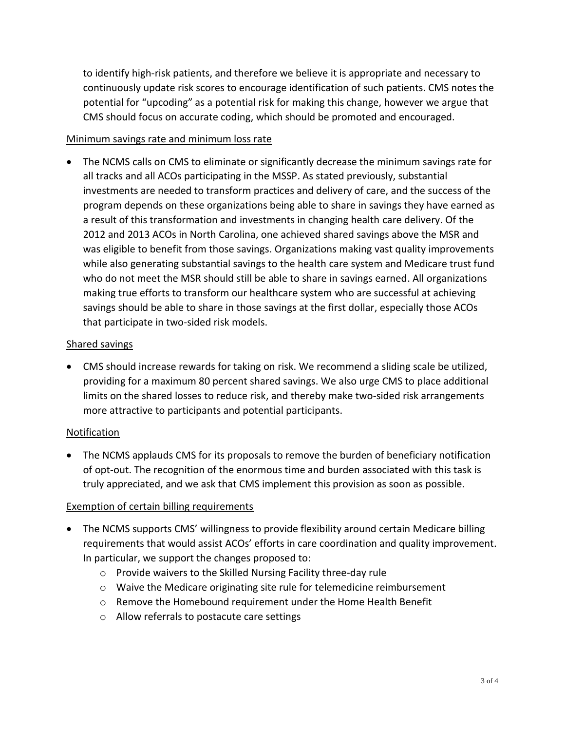to identify high-risk patients, and therefore we believe it is appropriate and necessary to continuously update risk scores to encourage identification of such patients. CMS notes the potential for "upcoding" as a potential risk for making this change, however we argue that CMS should focus on accurate coding, which should be promoted and encouraged.

Minimum savings rate and minimum loss rate

- The NCMS calls on CMS to eliminate or significantly decrease the minimum savings rate for all tracks and all ACOs participating in the MSSP. As stated previously, substantial investments are needed to transform practices and delivery of care, and the success of the program depends on these organizations being able to share in savings they have earned as a result of this transformation and investments in changing health care delivery. Of the 2012 and 2013 ACOs in North Carolina, one achieved shared savings above the MSR and was eligible to benefit from those savings. Organizations making vast quality improvements while also generating substantial savings to the health care system and Medicare trust fund who do not meet the MSR should still be able to share in savings earned. All organizations making true efforts to transform our healthcare system who are successful at achieving savings should be able to share in those savings at the first dollar, especially those ACOs that participate in two-sided risk models.

Shared savings

- CMS should increase rewards for taking on risk. We recommend a sliding scale be utilized, providing for a maximum 80 percent shared savings. We also urge CMS to place additional limits on the shared losses to reduce risk, and thereby make two-sided risk arrangements more attractive to participants and potential participants.

Notification

- The NCMS applauds CMS for its proposals to remove the burden of beneficiary notification of opt-out. The recognition of the enormous time and burden associated with this task is truly appreciated, and we ask that CMS implement this provision as soon as possible.

Exemption of certain billing requirements

- The NCMS supports CMS' willingness to provide flexibility around certain Medicare billing requirements that would assist ACOs' efforts in care coordination and quality improvement. In particular, we support the changes proposed to:
  - Provide waivers to the Skilled Nursing Facility three-day rule
  - Waive the Medicare originating site rule for telemedicine reimbursement
  - Remove the Homebound requirement under the Home Health Benefit
  - Allow referrals to postacute care settings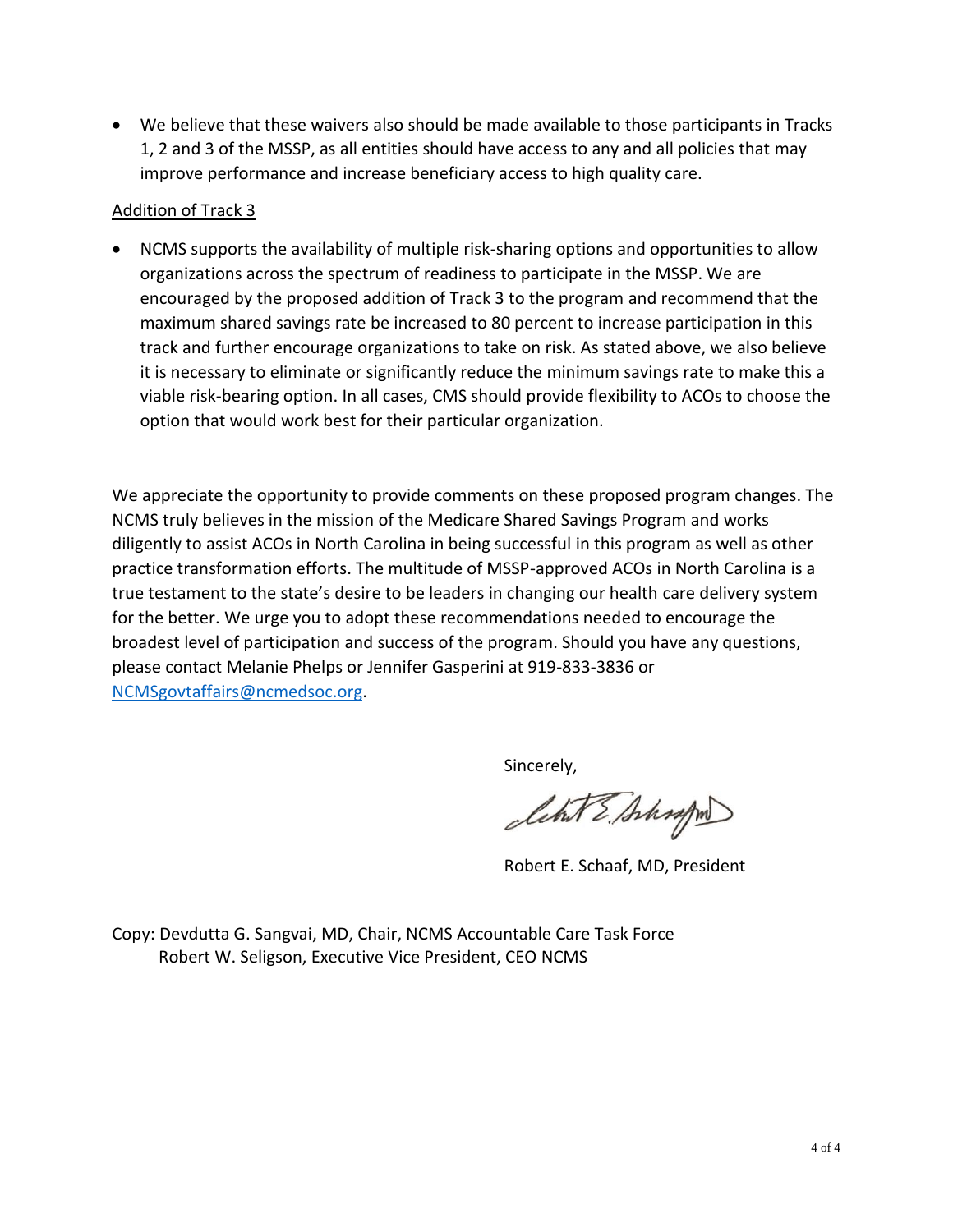- We believe that these waivers also should be made available to those participants in Tracks 1, 2 and 3 of the MSSP, as all entities should have access to any and all policies that may improve performance and increase beneficiary access to high quality care.

Addition of Track 3

- NCMS supports the availability of multiple risk-sharing options and opportunities to allow organizations across the spectrum of readiness to participate in the MSSP. We are encouraged by the proposed addition of Track 3 to the program and recommend that the maximum shared savings rate be increased to 80 percent to increase participation in this track and further encourage organizations to take on risk. As stated above, we also believe it is necessary to eliminate or significantly reduce the minimum savings rate to make this a viable risk-bearing option. In all cases, CMS should provide flexibility to ACOs to choose the option that would work best for their particular organization.

We appreciate the opportunity to provide comments on these proposed program changes. The NCMS truly believes in the mission of the Medicare Shared Savings Program and works diligently to assist ACOs in North Carolina in being successful in this program as well as other practice transformation efforts. The multitude of MSSP-approved ACOs in North Carolina is a true testament to the state's desire to be leaders in changing our health care delivery system for the better. We urge you to adopt these recommendations needed to encourage the broadest level of participation and success of the program. Should you have any questions, please contact Melanie Phelps or Jennifer Gasperini at 919-833-3836 or NCMSgovtaffairs@ncmedsoc.org.

Sincerely,

Robert E. Schaaf, MD, President

Copy: Devdutta G. Sangvai, MD, Chair, NCMS Accountable Care Task Force
Robert W. Seligson, Executive Vice President, CEO NCMS